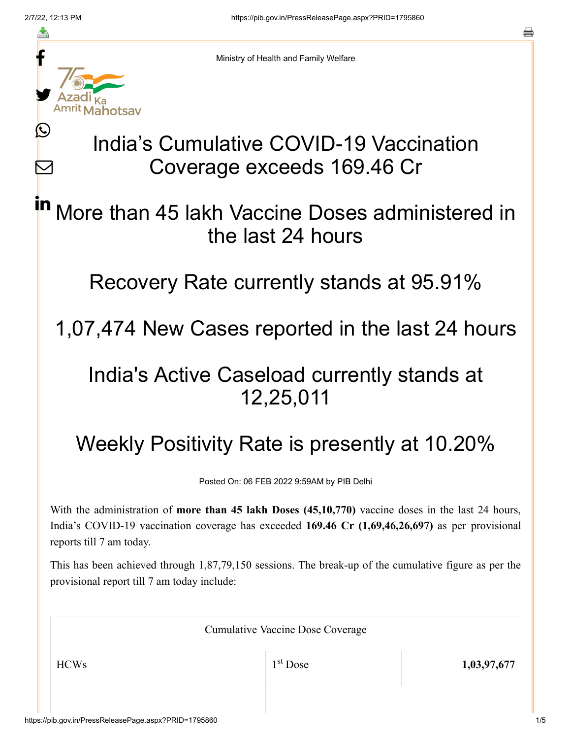Ministry of Health and Family Welfare

# India's Cumulative COVID-19 Vaccination Coverage exceeds 169.46 Cr

## More than 45 lakh Vaccine Doses administered in the last 24 hours

## Recovery Rate currently stands at 95.91%

## 1,07,474 New Cases reported in the last 24 hours

## India's Active Caseload currently stands at 12,25,011

## Weekly Positivity Rate is presently at 10.20%

Posted On: 06 FEB 2022 9:59AM by PIB Delhi

With the administration of **more than 45 lakh Doses (45,10,770)** vaccine doses in the last 24 hours, India's COVID-19 vaccination coverage has exceeded **169.46 Cr (1,69,46,26,697)** as per provisional reports till 7 am today.

This has been achieved through 1,87,79,150 sessions. The break-up of the cumulative figure as per the provisional report till 7 am today include:

| Cumulative Vaccine Dose Coverage | | |
|---|---|---|
| HCWs | 1st Dose | **1,03,97,677** |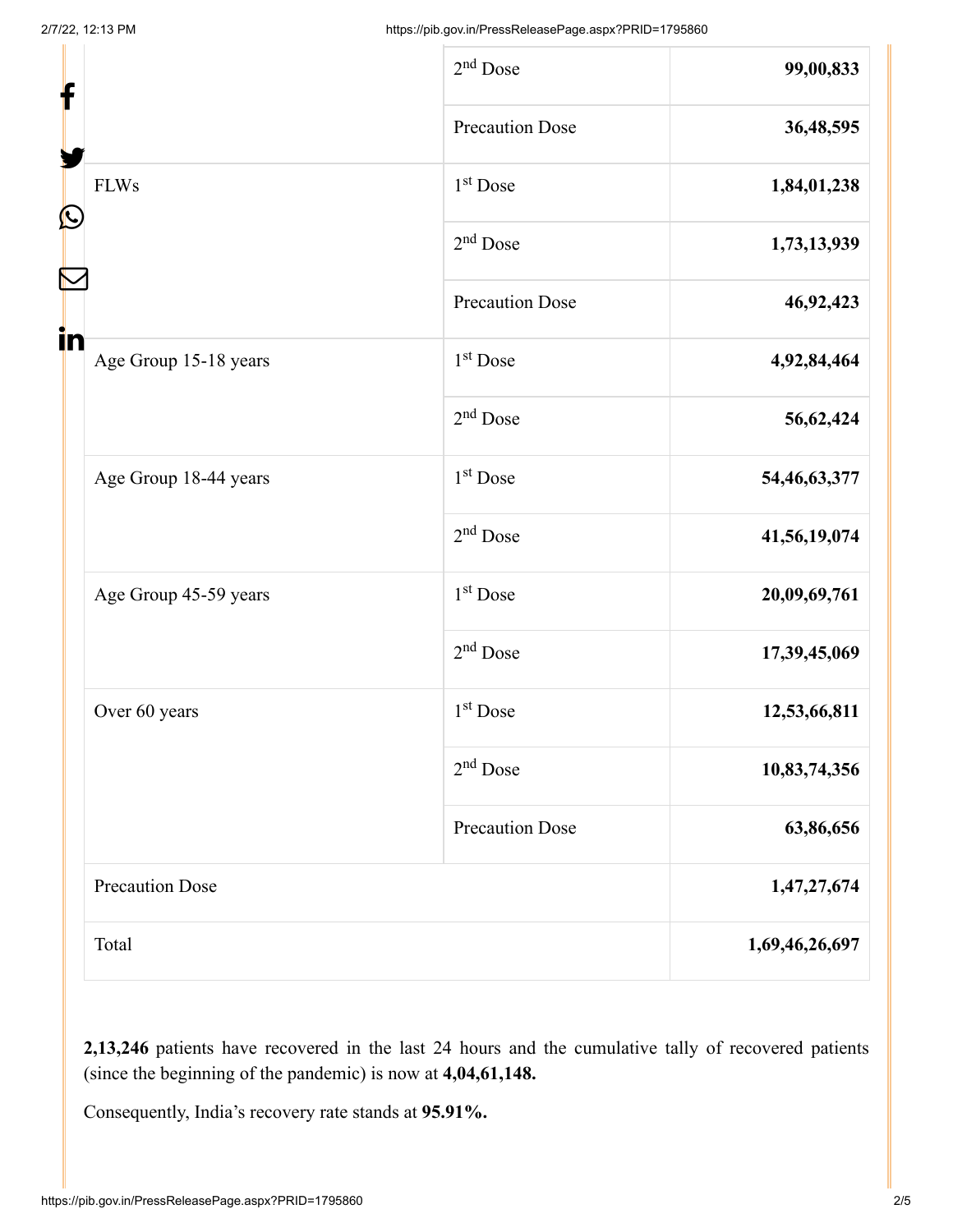| | | |
|---|---|---|
| | 2nd Dose | **99,00,833** |
| | Precaution Dose | **36,48,595** |
| FLWs | 1st Dose | **1,84,01,238** |
| | 2nd Dose | **1,73,13,939** |
| | Precaution Dose | **46,92,423** |
| Age Group 15-18 years | 1st Dose | **4,92,84,464** |
| | 2nd Dose | **56,62,424** |
| Age Group 18-44 years | 1st Dose | **54,46,63,377** |
| | 2nd Dose | **41,56,19,074** |
| Age Group 45-59 years | 1st Dose | **20,09,69,761** |
| | 2nd Dose | **17,39,45,069** |
| Over 60 years | 1st Dose | **12,53,66,811** |
| | 2nd Dose | **10,83,74,356** |
| | Precaution Dose | **63,86,656** |
| Precaution Dose | | **1,47,27,674** |
| Total | | **1,69,46,26,697** |

**2,13,246** patients have recovered in the last 24 hours and the cumulative tally of recovered patients (since the beginning of the pandemic) is now at **4,04,61,148.**

Consequently, India's recovery rate stands at **95.91%.**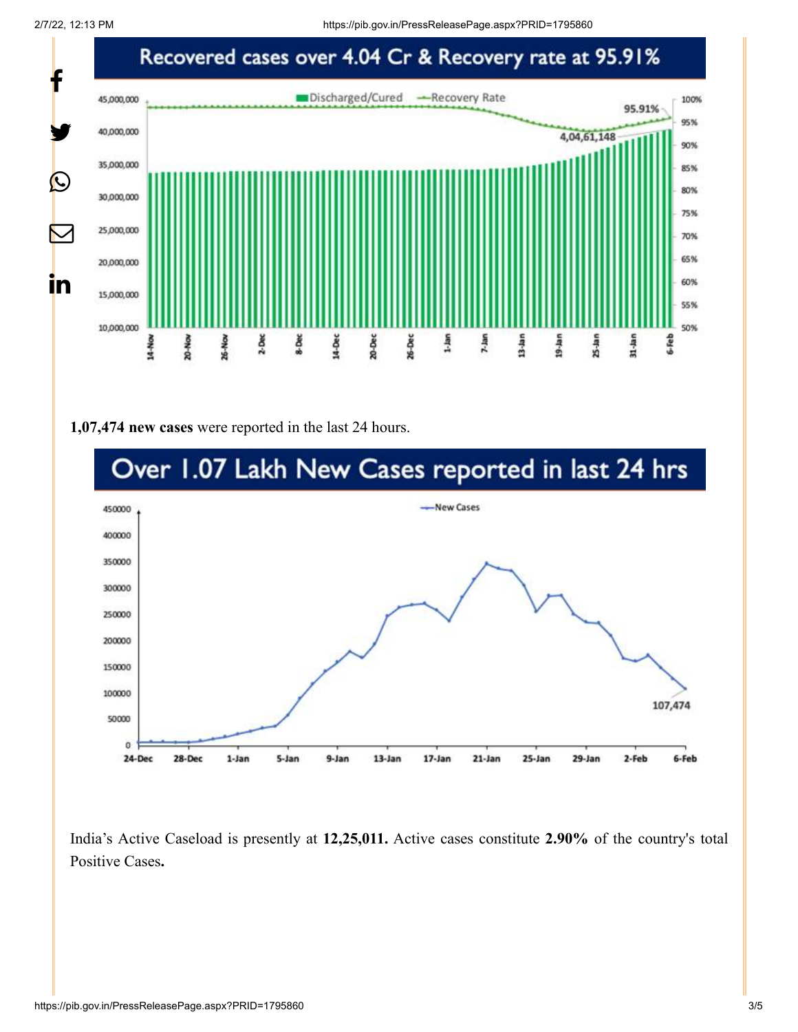## Recovered cases over 4.04 Cr & Recovery rate at 95.91%

**1,07,474 new cases** were reported in the last 24 hours.

## Over 1.07 Lakh New Cases reported in last 24 hrs

India's Active Caseload is presently at **12,25,011.** Active cases constitute **2.90%** of the country's total Positive Cases**.**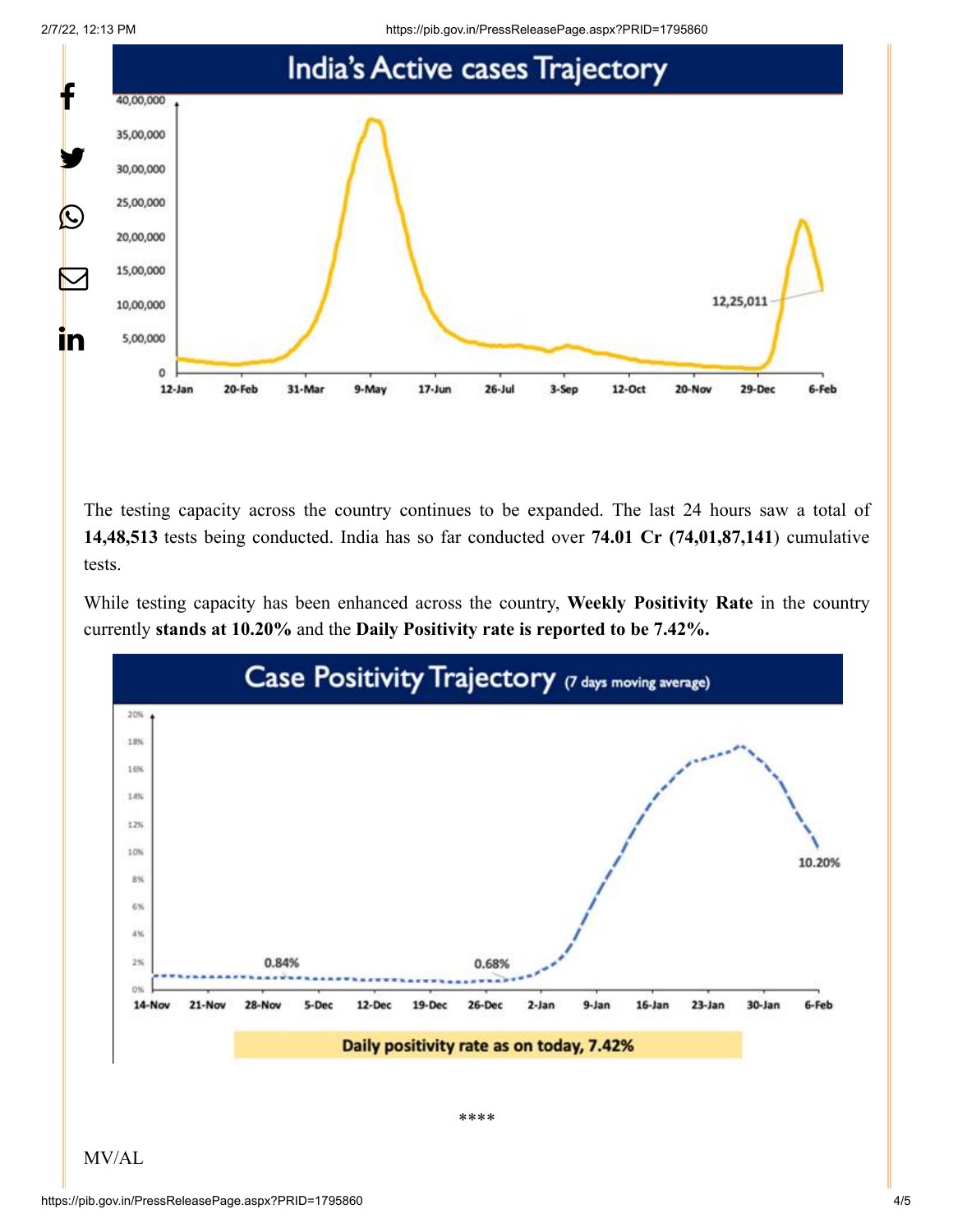## India's Active cases Trajectory

12,25,011

The testing capacity across the country continues to be expanded. The last 24 hours saw a total of **14,48,513** tests being conducted. India has so far conducted over **74.01 Cr (74,01,87,141**) cumulative tests.

While testing capacity has been enhanced across the country, **Weekly Positivity Rate** in the country currently **stands at 10.20%** and the **Daily Positivity rate is reported to be 7.42%.**

## Case Positivity Trajectory (7 days moving average)

0.84% 0.68% 10.20%

Daily positivity rate as on today, 7.42%

****

MV/AL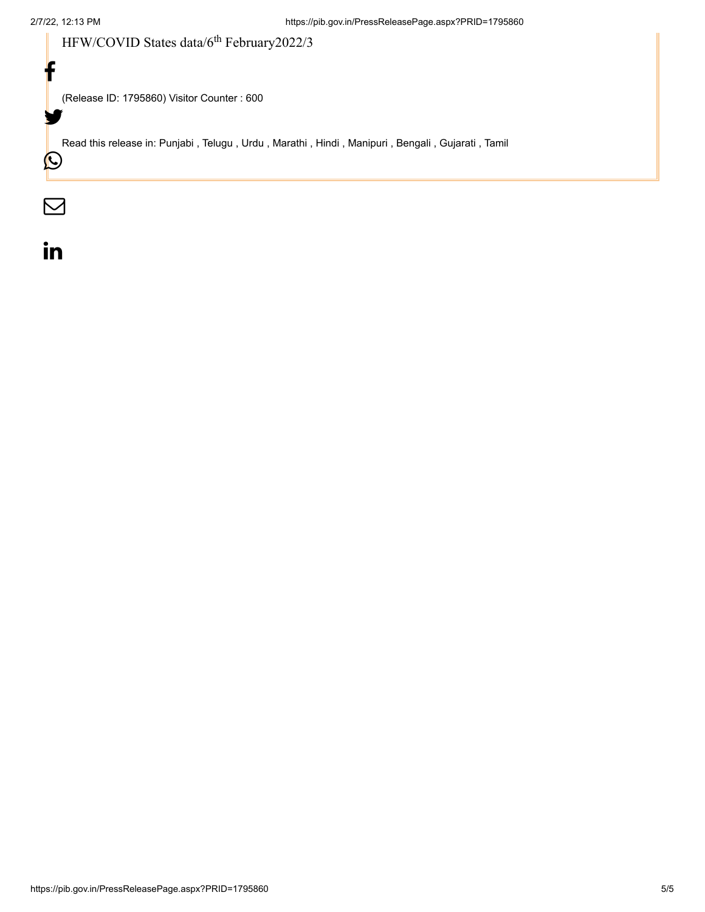HFW/COVID States data/6th February2022/3

(Release ID: 1795860) Visitor Counter : 600

Read this release in: Punjabi , Telugu , Urdu , Marathi , Hindi , Manipuri , Bengali , Gujarati , Tamil